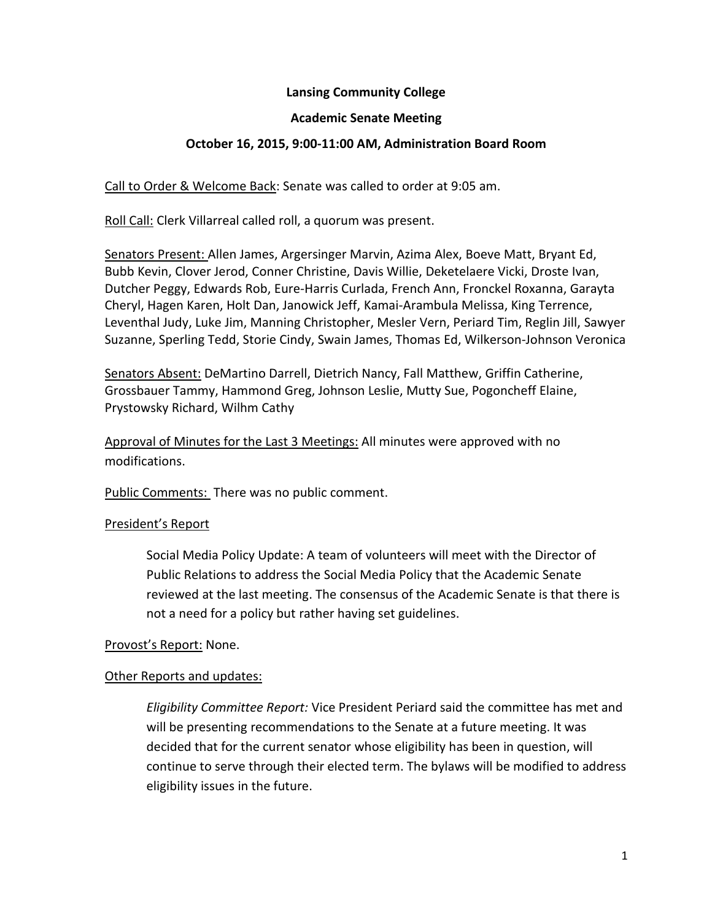**Lansing Community College**

**Academic Senate Meeting**

**October 16, 2015, 9:00-11:00 AM, Administration Board Room**

Call to Order & Welcome Back: Senate was called to order at 9:05 am.

Roll Call: Clerk Villarreal called roll, a quorum was present.

Senators Present: Allen James, Argersinger Marvin, Azima Alex, Boeve Matt, Bryant Ed, Bubb Kevin, Clover Jerod, Conner Christine, Davis Willie, Deketelaere Vicki, Droste Ivan, Dutcher Peggy, Edwards Rob, Eure-Harris Curlada, French Ann, Fronckel Roxanna, Garayta Cheryl, Hagen Karen, Holt Dan, Janowick Jeff, Kamai-Arambula Melissa, King Terrence, Leventhal Judy, Luke Jim, Manning Christopher, Mesler Vern, Periard Tim, Reglin Jill, Sawyer Suzanne, Sperling Tedd, Storie Cindy, Swain James, Thomas Ed, Wilkerson-Johnson Veronica

Senators Absent: DeMartino Darrell, Dietrich Nancy, Fall Matthew, Griffin Catherine, Grossbauer Tammy, Hammond Greg, Johnson Leslie, Mutty Sue, Pogoncheff Elaine, Prystowsky Richard, Wilhm Cathy

Approval of Minutes for the Last 3 Meetings: All minutes were approved with no modifications.

Public Comments: There was no public comment.

President's Report

> Social Media Policy Update: A team of volunteers will meet with the Director of Public Relations to address the Social Media Policy that the Academic Senate reviewed at the last meeting. The consensus of the Academic Senate is that there is not a need for a policy but rather having set guidelines.

Provost's Report: None.

Other Reports and updates:

> *Eligibility Committee Report:* Vice President Periard said the committee has met and will be presenting recommendations to the Senate at a future meeting. It was decided that for the current senator whose eligibility has been in question, will continue to serve through their elected term. The bylaws will be modified to address eligibility issues in the future.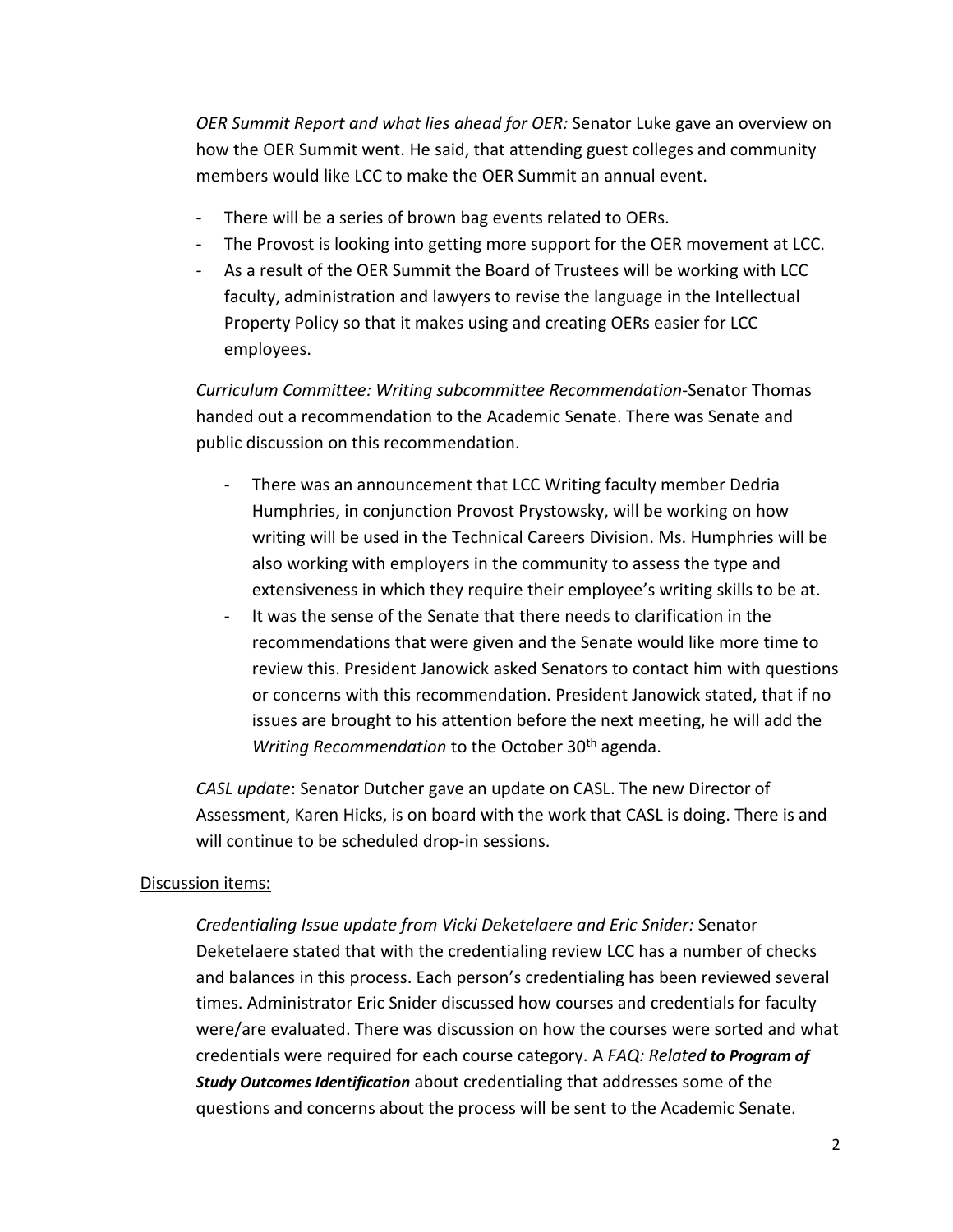*OER Summit Report and what lies ahead for OER:* Senator Luke gave an overview on how the OER Summit went. He said, that attending guest colleges and community members would like LCC to make the OER Summit an annual event.

- There will be a series of brown bag events related to OERs.
- The Provost is looking into getting more support for the OER movement at LCC.
- As a result of the OER Summit the Board of Trustees will be working with LCC faculty, administration and lawyers to revise the language in the Intellectual Property Policy so that it makes using and creating OERs easier for LCC employees.

*Curriculum Committee: Writing subcommittee Recommendation*-Senator Thomas handed out a recommendation to the Academic Senate. There was Senate and public discussion on this recommendation.

- There was an announcement that LCC Writing faculty member Dedria Humphries, in conjunction Provost Prystowsky, will be working on how writing will be used in the Technical Careers Division. Ms. Humphries will be also working with employers in the community to assess the type and extensiveness in which they require their employee's writing skills to be at.
- It was the sense of the Senate that there needs to clarification in the recommendations that were given and the Senate would like more time to review this. President Janowick asked Senators to contact him with questions or concerns with this recommendation. President Janowick stated, that if no issues are brought to his attention before the next meeting, he will add the *Writing Recommendation* to the October 30th agenda.

*CASL update*: Senator Dutcher gave an update on CASL. The new Director of Assessment, Karen Hicks, is on board with the work that CASL is doing. There is and will continue to be scheduled drop-in sessions.

Discussion items:

*Credentialing Issue update from Vicki Deketelaere and Eric Snider:* Senator Deketelaere stated that with the credentialing review LCC has a number of checks and balances in this process. Each person's credentialing has been reviewed several times. Administrator Eric Snider discussed how courses and credentials for faculty were/are evaluated. There was discussion on how the courses were sorted and what credentials were required for each course category. A *FAQ: Related* ***to Program of Study Outcomes Identification*** about credentialing that addresses some of the questions and concerns about the process will be sent to the Academic Senate.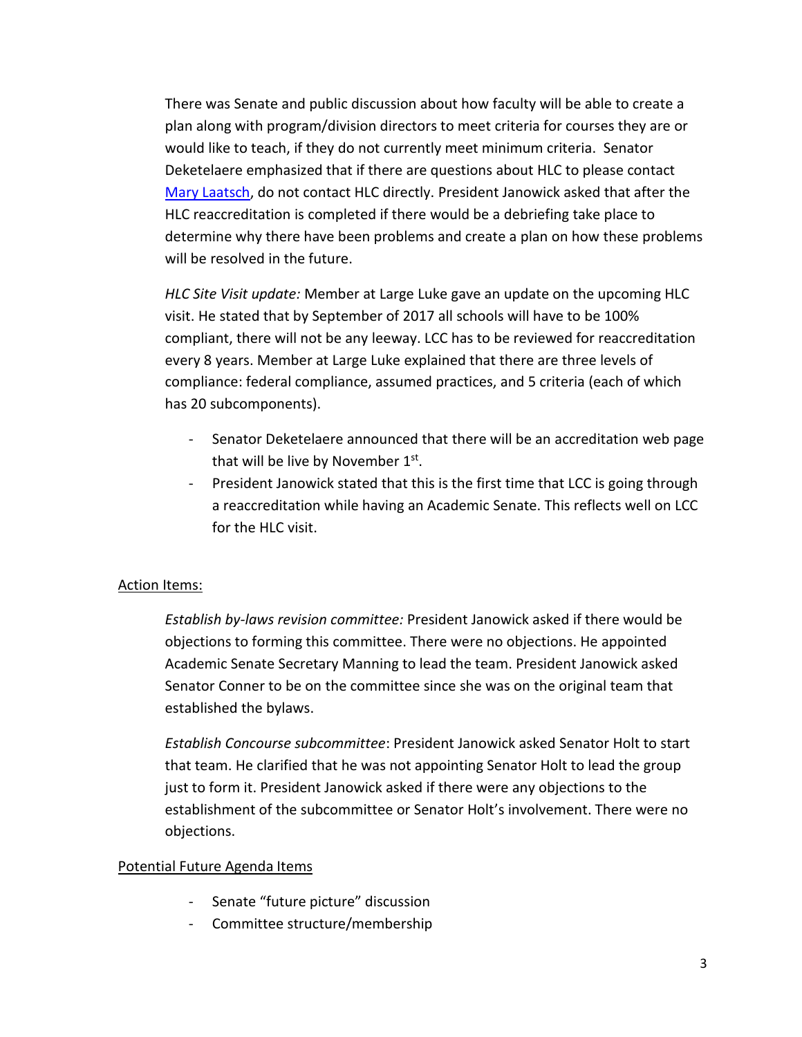There was Senate and public discussion about how faculty will be able to create a plan along with program/division directors to meet criteria for courses they are or would like to teach, if they do not currently meet minimum criteria. Senator Deketelaere emphasized that if there are questions about HLC to please contact [Mary Laatsch](), do not contact HLC directly. President Janowick asked that after the HLC reaccreditation is completed if there would be a debriefing take place to determine why there have been problems and create a plan on how these problems will be resolved in the future.

*HLC Site Visit update:* Member at Large Luke gave an update on the upcoming HLC visit. He stated that by September of 2017 all schools will have to be 100% compliant, there will not be any leeway. LCC has to be reviewed for reaccreditation every 8 years. Member at Large Luke explained that there are three levels of compliance: federal compliance, assumed practices, and 5 criteria (each of which has 20 subcomponents).

- Senator Deketelaere announced that there will be an accreditation web page that will be live by November 1st.
- President Janowick stated that this is the first time that LCC is going through a reaccreditation while having an Academic Senate. This reflects well on LCC for the HLC visit.

<u>Action Items:</u>

*Establish by-laws revision committee:* President Janowick asked if there would be objections to forming this committee. There were no objections. He appointed Academic Senate Secretary Manning to lead the team. President Janowick asked Senator Conner to be on the committee since she was on the original team that established the bylaws.

*Establish Concourse subcommittee*: President Janowick asked Senator Holt to start that team. He clarified that he was not appointing Senator Holt to lead the group just to form it. President Janowick asked if there were any objections to the establishment of the subcommittee or Senator Holt's involvement. There were no objections.

<u>Potential Future Agenda Items</u>

- Senate "future picture" discussion
- Committee structure/membership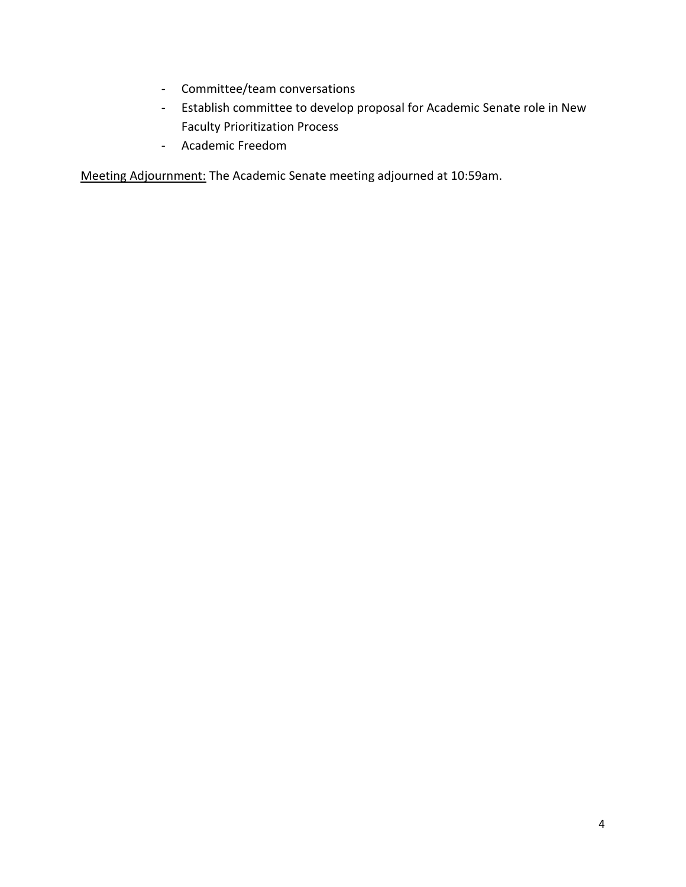- Committee/team conversations
- Establish committee to develop proposal for Academic Senate role in New Faculty Prioritization Process
- Academic Freedom

Meeting Adjournment: The Academic Senate meeting adjourned at 10:59am.